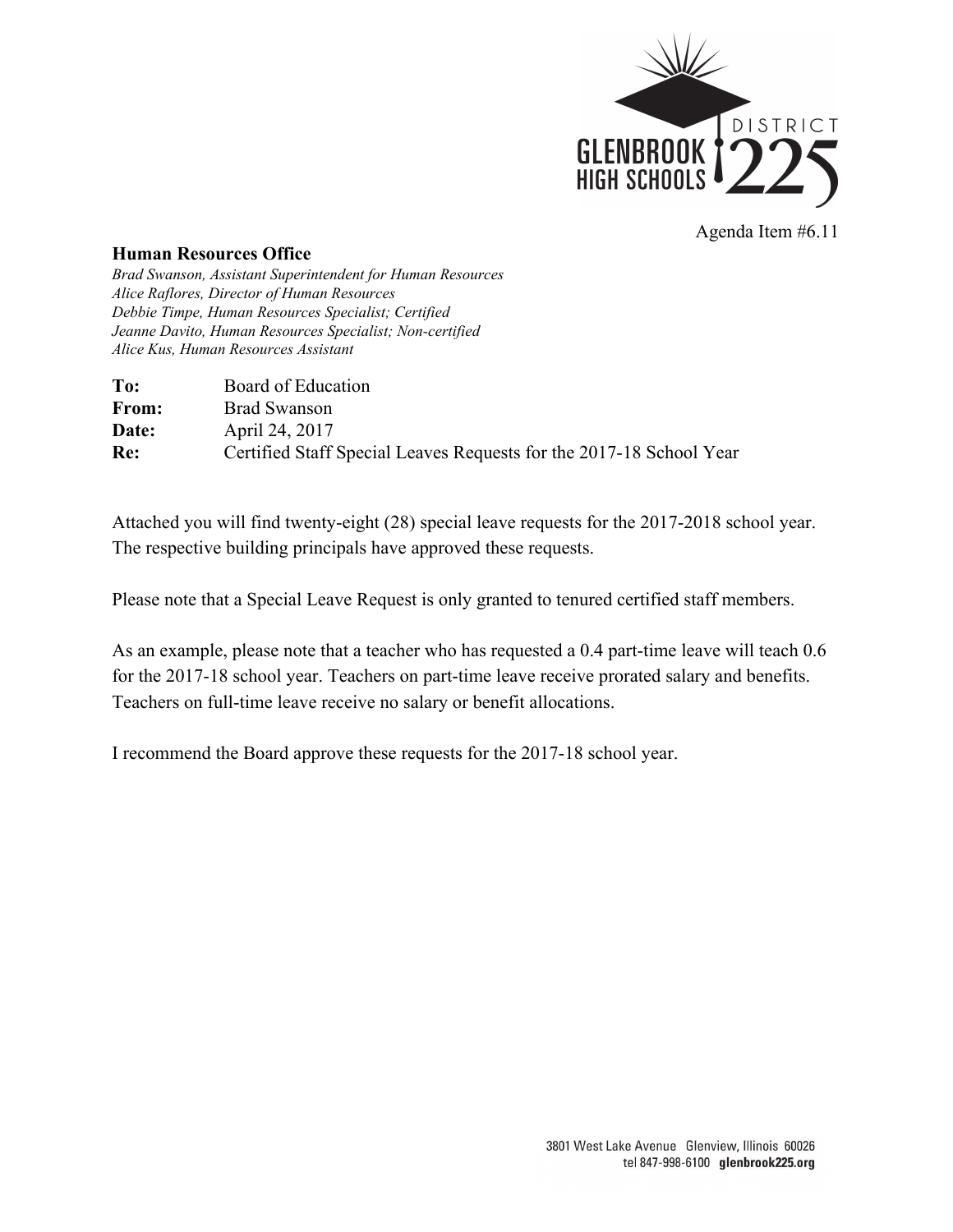GLENBROOK HIGH SCHOOLS DISTRICT 225

Agenda Item #6.11

**Human Resources Office**

*Brad Swanson, Assistant Superintendent for Human Resources*
*Alice Raflores, Director of Human Resources*
*Debbie Timpe, Human Resources Specialist; Certified*
*Jeanne Davito, Human Resources Specialist; Non-certified*
*Alice Kus, Human Resources Assistant*

**To:** Board of Education
**From:** Brad Swanson
**Date:** April 24, 2017
**Re:** Certified Staff Special Leaves Requests for the 2017-18 School Year

Attached you will find twenty-eight (28) special leave requests for the 2017-2018 school year. The respective building principals have approved these requests.

Please note that a Special Leave Request is only granted to tenured certified staff members.

As an example, please note that a teacher who has requested a 0.4 part-time leave will teach 0.6 for the 2017-18 school year. Teachers on part-time leave receive prorated salary and benefits. Teachers on full-time leave receive no salary or benefit allocations.

I recommend the Board approve these requests for the 2017-18 school year.

3801 West Lake Avenue Glenview, Illinois 60026
tel 847-998-6100 **glenbrook225.org**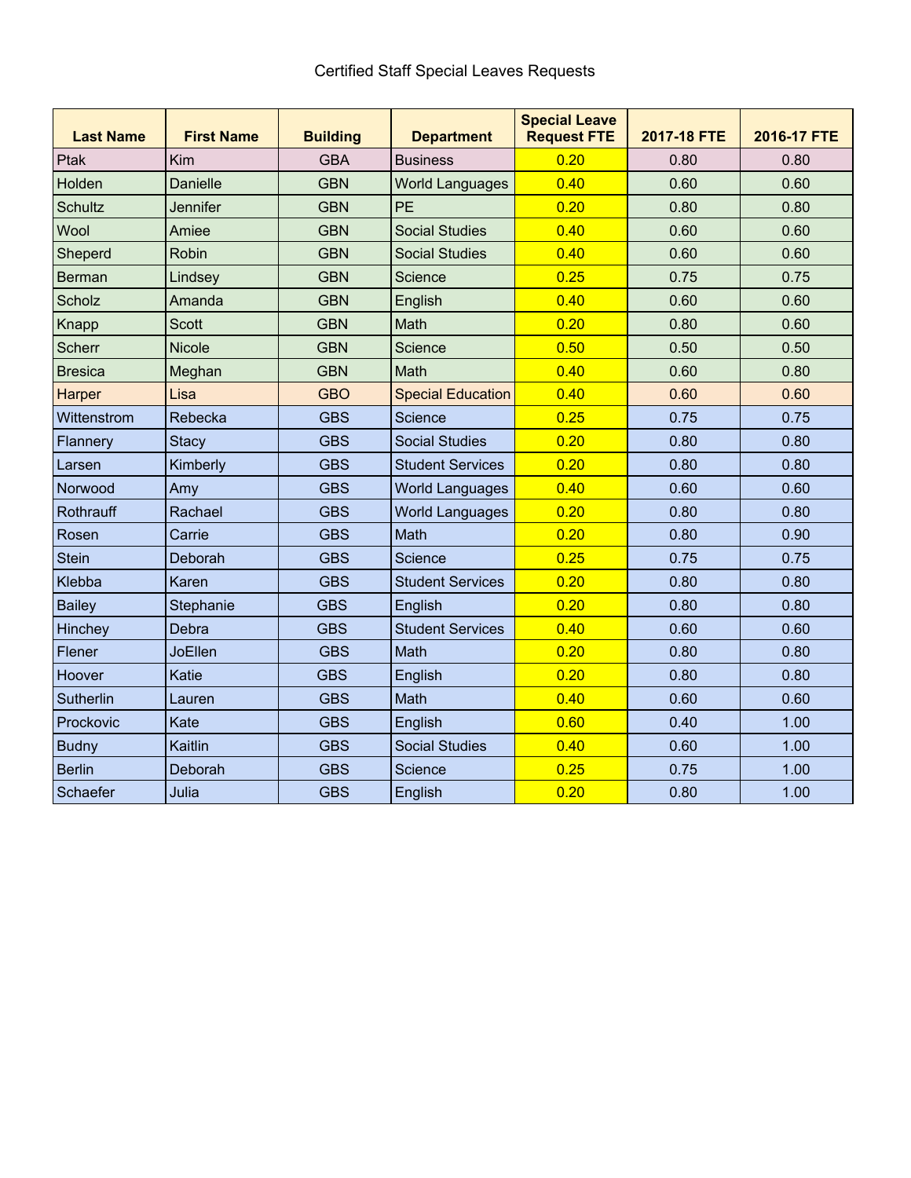Certified Staff Special Leaves Requests

| Last Name | First Name | Building | Department | Special Leave Request FTE | 2017-18 FTE | 2016-17 FTE |
|---|---|---|---|---|---|---|
| Ptak | Kim | GBA | Business | 0.20 | 0.80 | 0.80 |
| Holden | Danielle | GBN | World Languages | 0.40 | 0.60 | 0.60 |
| Schultz | Jennifer | GBN | PE | 0.20 | 0.80 | 0.80 |
| Wool | Amiee | GBN | Social Studies | 0.40 | 0.60 | 0.60 |
| Sheperd | Robin | GBN | Social Studies | 0.40 | 0.60 | 0.60 |
| Berman | Lindsey | GBN | Science | 0.25 | 0.75 | 0.75 |
| Scholz | Amanda | GBN | English | 0.40 | 0.60 | 0.60 |
| Knapp | Scott | GBN | Math | 0.20 | 0.80 | 0.60 |
| Scherr | Nicole | GBN | Science | 0.50 | 0.50 | 0.50 |
| Bresica | Meghan | GBN | Math | 0.40 | 0.60 | 0.80 |
| Harper | Lisa | GBO | Special Education | 0.40 | 0.60 | 0.60 |
| Wittenstrom | Rebecka | GBS | Science | 0.25 | 0.75 | 0.75 |
| Flannery | Stacy | GBS | Social Studies | 0.20 | 0.80 | 0.80 |
| Larsen | Kimberly | GBS | Student Services | 0.20 | 0.80 | 0.80 |
| Norwood | Amy | GBS | World Languages | 0.40 | 0.60 | 0.60 |
| Rothrauff | Rachael | GBS | World Languages | 0.20 | 0.80 | 0.80 |
| Rosen | Carrie | GBS | Math | 0.20 | 0.80 | 0.90 |
| Stein | Deborah | GBS | Science | 0.25 | 0.75 | 0.75 |
| Klebba | Karen | GBS | Student Services | 0.20 | 0.80 | 0.80 |
| Bailey | Stephanie | GBS | English | 0.20 | 0.80 | 0.80 |
| Hinchey | Debra | GBS | Student Services | 0.40 | 0.60 | 0.60 |
| Flener | JoEllen | GBS | Math | 0.20 | 0.80 | 0.80 |
| Hoover | Katie | GBS | English | 0.20 | 0.80 | 0.80 |
| Sutherlin | Lauren | GBS | Math | 0.40 | 0.60 | 0.60 |
| Prockovic | Kate | GBS | English | 0.60 | 0.40 | 1.00 |
| Budny | Kaitlin | GBS | Social Studies | 0.40 | 0.60 | 1.00 |
| Berlin | Deborah | GBS | Science | 0.25 | 0.75 | 1.00 |
| Schaefer | Julia | GBS | English | 0.20 | 0.80 | 1.00 |